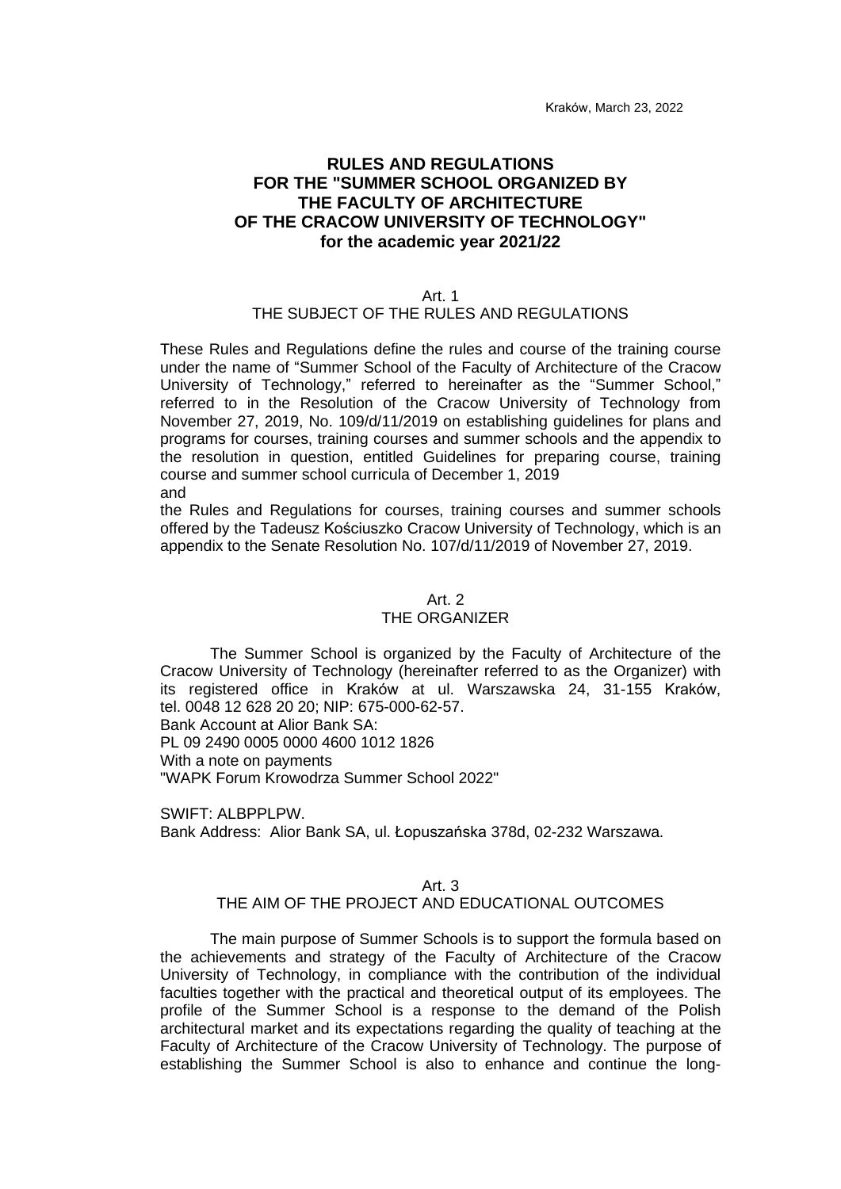Kraków, March 23, 2022

# RULES AND REGULATIONS FOR THE "SUMMER SCHOOL ORGANIZED BY THE FACULTY OF ARCHITECTURE OF THE CRACOW UNIVERSITY OF TECHNOLOGY" for the academic year 2021/22

## Art. 1
## THE SUBJECT OF THE RULES AND REGULATIONS

These Rules and Regulations define the rules and course of the training course under the name of "Summer School of the Faculty of Architecture of the Cracow University of Technology," referred to hereinafter as the "Summer School," referred to in the Resolution of the Cracow University of Technology from November 27, 2019, No. 109/d/11/2019 on establishing guidelines for plans and programs for courses, training courses and summer schools and the appendix to the resolution in question, entitled Guidelines for preparing course, training course and summer school curricula of December 1, 2019
and
the Rules and Regulations for courses, training courses and summer schools offered by the Tadeusz Kościuszko Cracow University of Technology, which is an appendix to the Senate Resolution No. 107/d/11/2019 of November 27, 2019.

## Art. 2
## THE ORGANIZER

The Summer School is organized by the Faculty of Architecture of the Cracow University of Technology (hereinafter referred to as the Organizer) with its registered office in Kraków at ul. Warszawska 24, 31-155 Kraków, tel. 0048 12 628 20 20; NIP: 675-000-62-57.
Bank Account at Alior Bank SA:
PL 09 2490 0005 0000 4600 1012 1826
With a note on payments
"WAPK Forum Krowodrza Summer School 2022"

SWIFT: ALBPPLPW.
Bank Address: Alior Bank SA, ul. Łopuszańska 378d, 02-232 Warszawa.

## Art. 3
## THE AIM OF THE PROJECT AND EDUCATIONAL OUTCOMES

The main purpose of Summer Schools is to support the formula based on the achievements and strategy of the Faculty of Architecture of the Cracow University of Technology, in compliance with the contribution of the individual faculties together with the practical and theoretical output of its employees. The profile of the Summer School is a response to the demand of the Polish architectural market and its expectations regarding the quality of teaching at the Faculty of Architecture of the Cracow University of Technology. The purpose of establishing the Summer School is also to enhance and continue the long-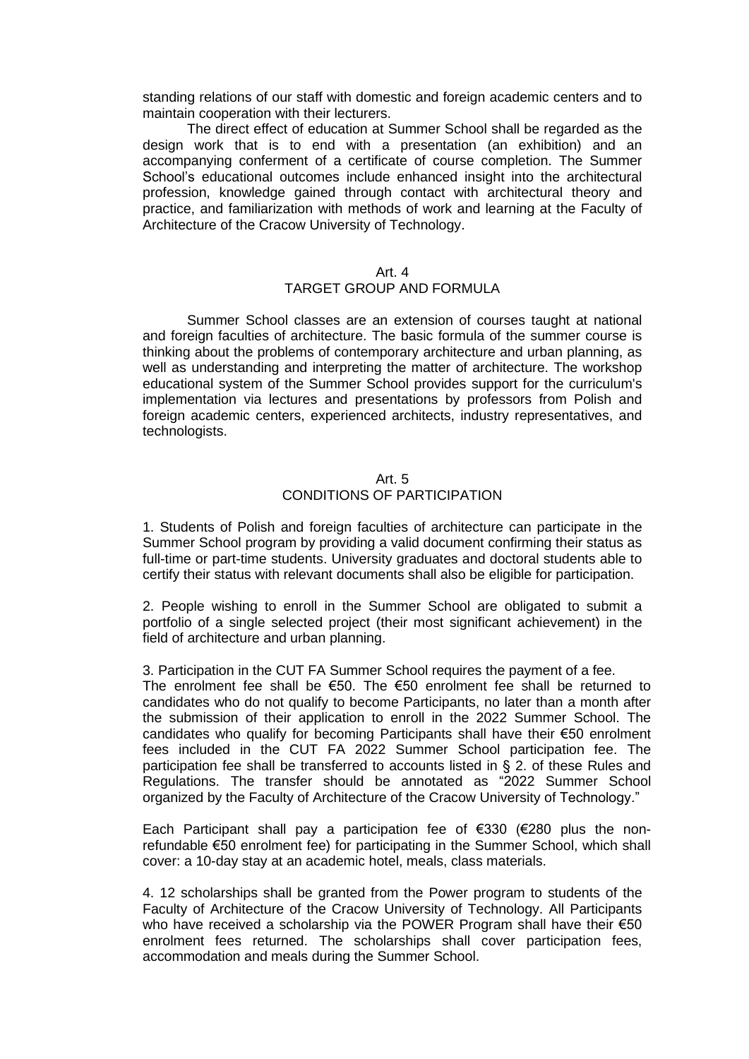standing relations of our staff with domestic and foreign academic centers and to maintain cooperation with their lecturers.

The direct effect of education at Summer School shall be regarded as the design work that is to end with a presentation (an exhibition) and an accompanying conferment of a certificate of course completion. The Summer School's educational outcomes include enhanced insight into the architectural profession, knowledge gained through contact with architectural theory and practice, and familiarization with methods of work and learning at the Faculty of Architecture of the Cracow University of Technology.

## Art. 4
## TARGET GROUP AND FORMULA

Summer School classes are an extension of courses taught at national and foreign faculties of architecture. The basic formula of the summer course is thinking about the problems of contemporary architecture and urban planning, as well as understanding and interpreting the matter of architecture. The workshop educational system of the Summer School provides support for the curriculum's implementation via lectures and presentations by professors from Polish and foreign academic centers, experienced architects, industry representatives, and technologists.

## Art. 5
## CONDITIONS OF PARTICIPATION

1. Students of Polish and foreign faculties of architecture can participate in the Summer School program by providing a valid document confirming their status as full-time or part-time students. University graduates and doctoral students able to certify their status with relevant documents shall also be eligible for participation.

2. People wishing to enroll in the Summer School are obligated to submit a portfolio of a single selected project (their most significant achievement) in the field of architecture and urban planning.

3. Participation in the CUT FA Summer School requires the payment of a fee. The enrolment fee shall be €50. The €50 enrolment fee shall be returned to candidates who do not qualify to become Participants, no later than a month after the submission of their application to enroll in the 2022 Summer School. The candidates who qualify for becoming Participants shall have their €50 enrolment fees included in the CUT FA 2022 Summer School participation fee. The participation fee shall be transferred to accounts listed in § 2. of these Rules and Regulations. The transfer should be annotated as "2022 Summer School organized by the Faculty of Architecture of the Cracow University of Technology."

Each Participant shall pay a participation fee of €330 (€280 plus the non-refundable €50 enrolment fee) for participating in the Summer School, which shall cover: a 10-day stay at an academic hotel, meals, class materials.

4. 12 scholarships shall be granted from the Power program to students of the Faculty of Architecture of the Cracow University of Technology. All Participants who have received a scholarship via the POWER Program shall have their €50 enrolment fees returned. The scholarships shall cover participation fees, accommodation and meals during the Summer School.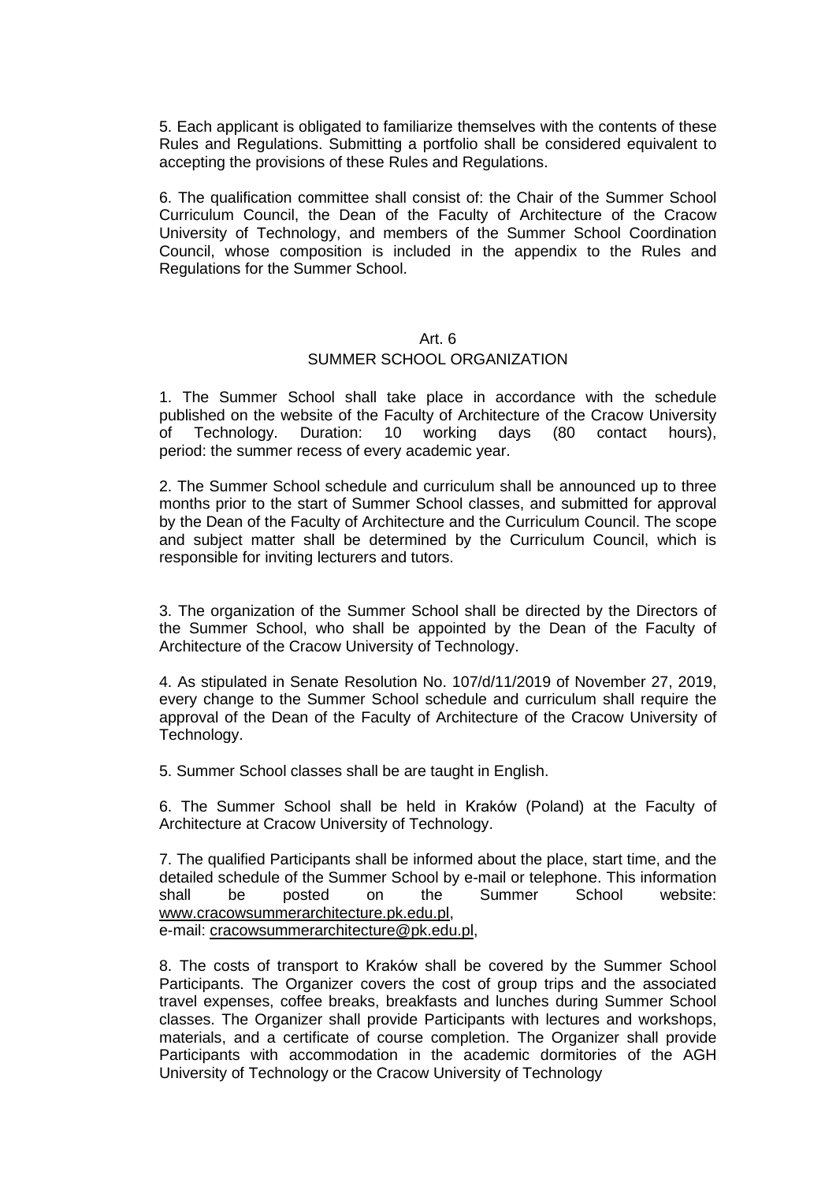5. Each applicant is obligated to familiarize themselves with the contents of these Rules and Regulations. Submitting a portfolio shall be considered equivalent to accepting the provisions of these Rules and Regulations.

6. The qualification committee shall consist of: the Chair of the Summer School Curriculum Council, the Dean of the Faculty of Architecture of the Cracow University of Technology, and members of the Summer School Coordination Council, whose composition is included in the appendix to the Rules and Regulations for the Summer School.

## Art. 6
## SUMMER SCHOOL ORGANIZATION

1. The Summer School shall take place in accordance with the schedule published on the website of the Faculty of Architecture of the Cracow University of Technology. Duration: 10 working days (80 contact hours), period: the summer recess of every academic year.

2. The Summer School schedule and curriculum shall be announced up to three months prior to the start of Summer School classes, and submitted for approval by the Dean of the Faculty of Architecture and the Curriculum Council. The scope and subject matter shall be determined by the Curriculum Council, which is responsible for inviting lecturers and tutors.

3. The organization of the Summer School shall be directed by the Directors of the Summer School, who shall be appointed by the Dean of the Faculty of Architecture of the Cracow University of Technology.

4. As stipulated in Senate Resolution No. 107/d/11/2019 of November 27, 2019, every change to the Summer School schedule and curriculum shall require the approval of the Dean of the Faculty of Architecture of the Cracow University of Technology.

5. Summer School classes shall be are taught in English.

6. The Summer School shall be held in Kraków (Poland) at the Faculty of Architecture at Cracow University of Technology.

7. The qualified Participants shall be informed about the place, start time, and the detailed schedule of the Summer School by e-mail or telephone. This information shall be posted on the Summer School website: www.cracowsummerarchitecture.pk.edu.pl,
e-mail: cracowsummerarchitecture@pk.edu.pl,

8. The costs of transport to Kraków shall be covered by the Summer School Participants. The Organizer covers the cost of group trips and the associated travel expenses, coffee breaks, breakfasts and lunches during Summer School classes. The Organizer shall provide Participants with lectures and workshops, materials, and a certificate of course completion. The Organizer shall provide Participants with accommodation in the academic dormitories of the AGH University of Technology or the Cracow University of Technology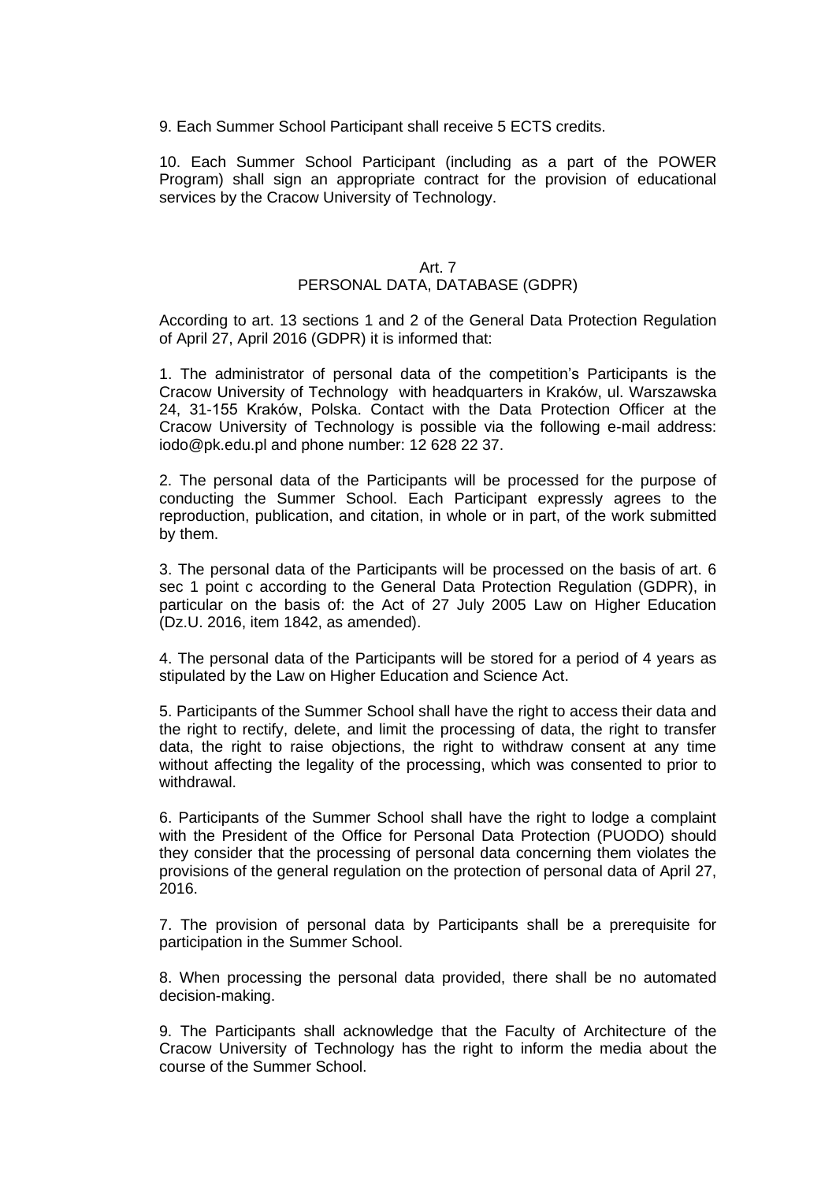9. Each Summer School Participant shall receive 5 ECTS credits.

10. Each Summer School Participant (including as a part of the POWER Program) shall sign an appropriate contract for the provision of educational services by the Cracow University of Technology.

## Art. 7
## PERSONAL DATA, DATABASE (GDPR)

According to art. 13 sections 1 and 2 of the General Data Protection Regulation of April 27, April 2016 (GDPR) it is informed that:

1. The administrator of personal data of the competition's Participants is the Cracow University of Technology with headquarters in Kraków, ul. Warszawska 24, 31-155 Kraków, Polska. Contact with the Data Protection Officer at the Cracow University of Technology is possible via the following e-mail address: iodo@pk.edu.pl and phone number: 12 628 22 37.

2. The personal data of the Participants will be processed for the purpose of conducting the Summer School. Each Participant expressly agrees to the reproduction, publication, and citation, in whole or in part, of the work submitted by them.

3. The personal data of the Participants will be processed on the basis of art. 6 sec 1 point c according to the General Data Protection Regulation (GDPR), in particular on the basis of: the Act of 27 July 2005 Law on Higher Education (Dz.U. 2016, item 1842, as amended).

4. The personal data of the Participants will be stored for a period of 4 years as stipulated by the Law on Higher Education and Science Act.

5. Participants of the Summer School shall have the right to access their data and the right to rectify, delete, and limit the processing of data, the right to transfer data, the right to raise objections, the right to withdraw consent at any time without affecting the legality of the processing, which was consented to prior to withdrawal.

6. Participants of the Summer School shall have the right to lodge a complaint with the President of the Office for Personal Data Protection (PUODO) should they consider that the processing of personal data concerning them violates the provisions of the general regulation on the protection of personal data of April 27, 2016.

7. The provision of personal data by Participants shall be a prerequisite for participation in the Summer School.

8. When processing the personal data provided, there shall be no automated decision-making.

9. The Participants shall acknowledge that the Faculty of Architecture of the Cracow University of Technology has the right to inform the media about the course of the Summer School.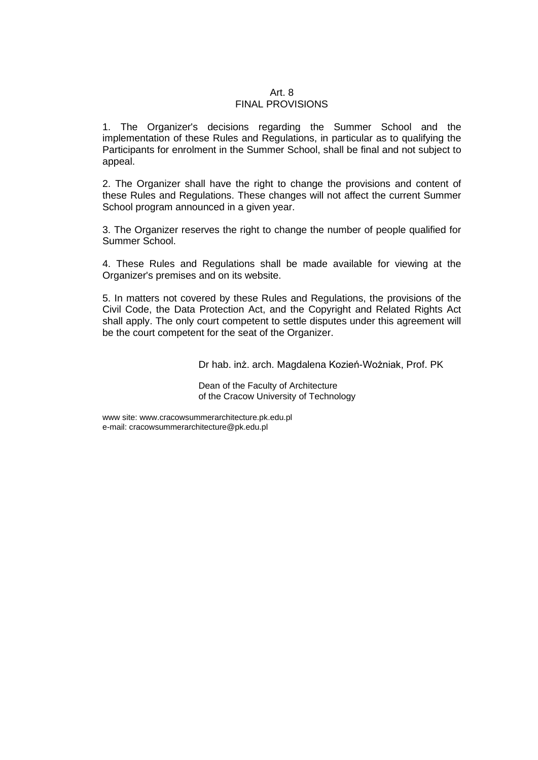## Art. 8
## FINAL PROVISIONS

1. The Organizer's decisions regarding the Summer School and the implementation of these Rules and Regulations, in particular as to qualifying the Participants for enrolment in the Summer School, shall be final and not subject to appeal.

2. The Organizer shall have the right to change the provisions and content of these Rules and Regulations. These changes will not affect the current Summer School program announced in a given year.

3. The Organizer reserves the right to change the number of people qualified for Summer School.

4. These Rules and Regulations shall be made available for viewing at the Organizer's premises and on its website.

5. In matters not covered by these Rules and Regulations, the provisions of the Civil Code, the Data Protection Act, and the Copyright and Related Rights Act shall apply. The only court competent to settle disputes under this agreement will be the court competent for the seat of the Organizer.

Dr hab. inż. arch. Magdalena Kozień-Woźniak, Prof. PK

Dean of the Faculty of Architecture
of the Cracow University of Technology

www site: www.cracowsummerarchitecture.pk.edu.pl
e-mail: cracowsummerarchitecture@pk.edu.pl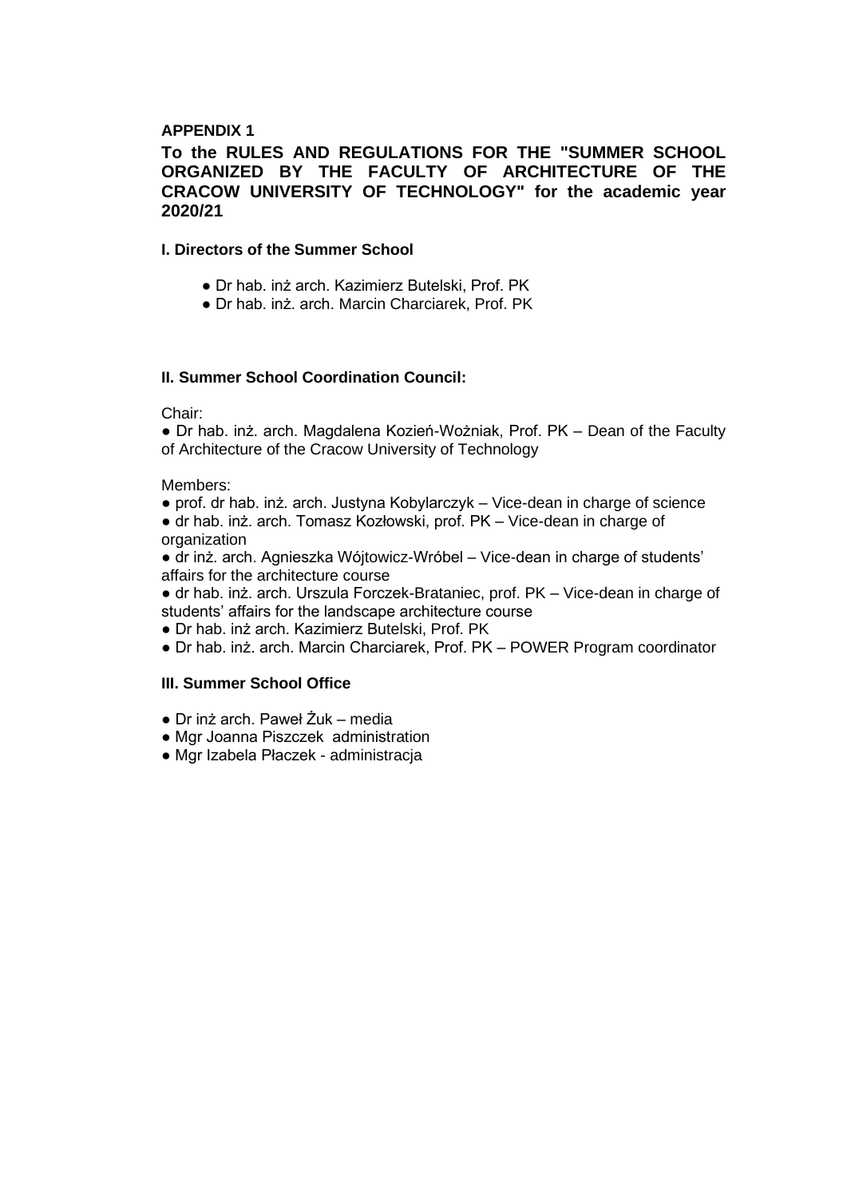**APPENDIX 1**

**To the RULES AND REGULATIONS FOR THE "SUMMER SCHOOL ORGANIZED BY THE FACULTY OF ARCHITECTURE OF THE CRACOW UNIVERSITY OF TECHNOLOGY" for the academic year 2020/21**

**I. Directors of the Summer School**

- Dr hab. inż arch. Kazimierz Butelski, Prof. PK
- Dr hab. inż. arch. Marcin Charciarek, Prof. PK

**II. Summer School Coordination Council:**

Chair:

- Dr hab. inż. arch. Magdalena Kozień-Woźniak, Prof. PK – Dean of the Faculty of Architecture of the Cracow University of Technology

Members:

- prof. dr hab. inż. arch. Justyna Kobylarczyk – Vice-dean in charge of science
- dr hab. inż. arch. Tomasz Kozłowski, prof. PK – Vice-dean in charge of organization
- dr inż. arch. Agnieszka Wójtowicz-Wróbel – Vice-dean in charge of students' affairs for the architecture course
- dr hab. inż. arch. Urszula Forczek-Brataniec, prof. PK – Vice-dean in charge of students' affairs for the landscape architecture course
- Dr hab. inż arch. Kazimierz Butelski, Prof. PK
- Dr hab. inż. arch. Marcin Charciarek, Prof. PK – POWER Program coordinator

**III. Summer School Office**

- Dr inż arch. Paweł Żuk – media
- Mgr Joanna Piszczek administration
- Mgr Izabela Płaczek - administracja